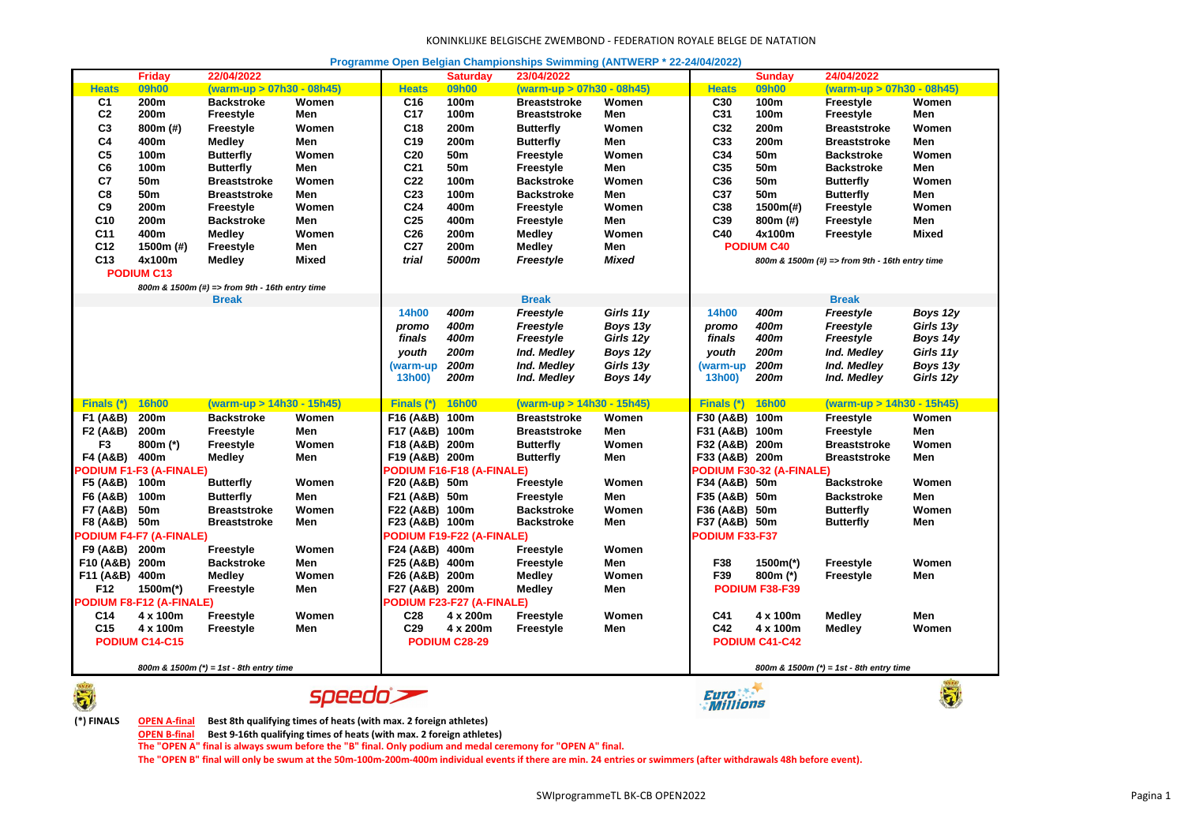KONINKLIJKE BELGISCHE ZWEMBOND - FEDERATION ROYALE BELGE DE NATATION

## Programme Open Belgian Championships Swimming (ANTWERP * 22-24/04/2022)

| | Friday | 22/04/2022 | | | Saturday | 23/04/2022 | | | Sunday | 24/04/2022 | |
|---|---|---|---|---|---|---|---|---|---|---|---|
| **Heats** | **09h00** | **(warm-up > 07h30 - 08h45)** | | **Heats** | **09h00** | **(warm-up > 07h30 - 08h45)** | | **Heats** | **09h00** | **(warm-up > 07h30 - 08h45)** | |
| C1 | 200m | Backstroke | Women | C16 | 100m | Breaststroke | Women | C30 | 100m | Freestyle | Women |
| C2 | 200m | Freestyle | Men | C17 | 100m | Breaststroke | Men | C31 | 100m | Freestyle | Men |
| C3 | 800m (#) | Freestyle | Women | C18 | 200m | Butterfly | Women | C32 | 200m | Breaststroke | Women |
| C4 | 400m | Medley | Men | C19 | 200m | Butterfly | Men | C33 | 200m | Breaststroke | Men |
| C5 | 100m | Butterfly | Women | C20 | 50m | Freestyle | Women | C34 | 50m | Backstroke | Women |
| C6 | 100m | Butterfly | Men | C21 | 50m | Freestyle | Men | C35 | 50m | Backstroke | Men |
| C7 | 50m | Breaststroke | Women | C22 | 100m | Backstroke | Women | C36 | 50m | Butterfly | Women |
| C8 | 50m | Breaststroke | Men | C23 | 100m | Backstroke | Men | C37 | 50m | Butterfly | Men |
| C9 | 200m | Freestyle | Women | C24 | 400m | Freestyle | Women | C38 | 1500m(#) | Freestyle | Women |
| C10 | 200m | Backstroke | Men | C25 | 400m | Freestyle | Men | C39 | 800m (#) | Freestyle | Men |
| C11 | 400m | Medley | Women | C26 | 200m | Medley | Women | C40 | 4x100m | Freestyle | Mixed |
| C12 | 1500m (#) | Freestyle | Men | C27 | 200m | Medley | Men | PODIUM C40 | | | |
| C13 | 4x100m | Medley | Mixed | *trial* | *5000m* | *Freestyle* | *Mixed* | | *800m & 1500m (#) => from 9th - 16th entry time* | | |
| PODIUM C13 | | | | | | | | | | | |
| | *800m & 1500m (#) => from 9th - 16th entry time* | | | | | | | | | | |
| | | Break | | | | Break | | | | Break | |
| | | | | 14h00 | *400m* | *Freestyle* | *Girls 11y* | 14h00 | *400m* | *Freestyle* | *Boys 12y* |
| | | | | *promo* | *400m* | *Freestyle* | *Boys 13y* | *promo* | *400m* | *Freestyle* | *Girls 13y* |
| | | | | *finals* | *400m* | *Freestyle* | *Girls 12y* | *finals* | *400m* | *Freestyle* | *Boys 14y* |
| | | | | *youth* | *200m* | *Ind. Medley* | *Boys 12y* | *youth* | *200m* | *Ind. Medley* | *Girls 11y* |
| | | | | (warm-up | *200m* | *Ind. Medley* | *Girls 13y* | (warm-up | *200m* | *Ind. Medley* | *Boys 13y* |
| | | | | 13h00) | *200m* | *Ind. Medley* | *Boys 14y* | 13h00) | *200m* | *Ind. Medley* | *Girls 12y* |
| **Finals (*)** | **16h00** | **(warm-up > 14h30 - 15h45)** | | **Finals (*)** | **16h00** | **(warm-up > 14h30 - 15h45)** | | **Finals (*)** | **16h00** | **(warm-up > 14h30 - 15h45)** | |
| F1 (A&B) | 200m | Backstroke | Women | F16 (A&B) | 100m | Breaststroke | Women | F30 (A&B) | 100m | Freestyle | Women |
| F2 (A&B) | 200m | Freestyle | Men | F17 (A&B) | 100m | Breaststroke | Men | F31 (A&B) | 100m | Freestyle | Men |
| F3 | 800m (*) | Freestyle | Women | F18 (A&B) | 200m | Butterfly | Women | F32 (A&B) | 200m | Breaststroke | Women |
| F4 (A&B) | 400m | Medley | Men | F19 (A&B) | 200m | Butterfly | Men | F33 (A&B) | 200m | Breaststroke | Men |
| PODIUM F1-F3 (A-FINALE) | | | | PODIUM F16-F18 (A-FINALE) | | | | PODIUM F30-32 (A-FINALE) | | | |
| F5 (A&B) | 100m | Butterfly | Women | F20 (A&B) | 50m | Freestyle | Women | F34 (A&B) | 50m | Backstroke | Women |
| F6 (A&B) | 100m | Butterfly | Men | F21 (A&B) | 50m | Freestyle | Men | F35 (A&B) | 50m | Backstroke | Men |
| F7 (A&B) | 50m | Breaststroke | Women | F22 (A&B) | 100m | Backstroke | Women | F36 (A&B) | 50m | Butterfly | Women |
| F8 (A&B) | 50m | Breaststroke | Men | F23 (A&B) | 100m | Backstroke | Men | F37 (A&B) | 50m | Butterfly | Men |
| PODIUM F4-F7 (A-FINALE) | | | | PODIUM F19-F22 (A-FINALE) | | | | PODIUM F33-F37 | | | |
| F9 (A&B) | 200m | Freestyle | Women | F24 (A&B) | 400m | Freestyle | Women | | | | |
| F10 (A&B) | 200m | Backstroke | Men | F25 (A&B) | 400m | Freestyle | Men | F38 | 1500m(*) | Freestyle | Women |
| F11 (A&B) | 400m | Medley | Women | F26 (A&B) | 200m | Medley | Women | F39 | 800m (*) | Freestyle | Men |
| F12 | 1500m(*) | Freestyle | Men | F27 (A&B) | 200m | Medley | Men | PODIUM F38-F39 | | | |
| PODIUM F8-F12 (A-FINALE) | | | | PODIUM F23-F27 (A-FINALE) | | | | | | | |
| C14 | 4 x 100m | Freestyle | Women | C28 | 4 x 200m | Freestyle | Women | C41 | 4 x 100m | Medley | Men |
| C15 | 4 x 100m | Freestyle | Men | C29 | 4 x 200m | Freestyle | Men | C42 | 4 x 100m | Medley | Women |
| PODIUM C14-C15 | | | | PODIUM C28-29 | | | | PODIUM C41-C42 | | | |
| | *800m & 1500m (*) = 1st - 8th entry time* | | | | | | | | *800m & 1500m (*) = 1st - 8th entry time* | | |

**(*) FINALS** **OPEN A-final** **Best 8th qualifying times of heats (with max. 2 foreign athletes)**

**OPEN B-final** **Best 9-16th qualifying times of heats (with max. 2 foreign athletes)**

**The "OPEN A" final is always swum before the "B" final. Only podium and medal ceremony for "OPEN A" final.**

**The "OPEN B" final will only be swum at the 50m-100m-200m-400m individual events if there are min. 24 entries or swimmers (after withdrawals 48h before event).**

SWIprogrammeTL BK-CB OPEN2022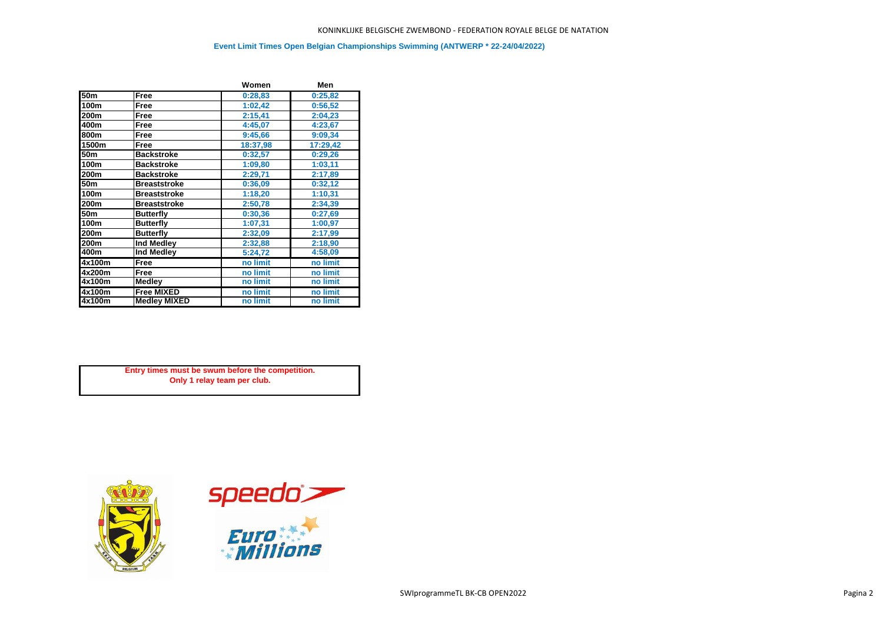KONINKLIJKE BELGISCHE ZWEMBOND - FEDERATION ROYALE BELGE DE NATATION

**Event Limit Times Open Belgian Championships Swimming (ANTWERP * 22-24/04/2022)**

| | | Women | Men |
|---|---|---|---|
| 50m | Free | 0:28,83 | 0:25,82 |
| 100m | Free | 1:02,42 | 0:56,52 |
| 200m | Free | 2:15,41 | 2:04,23 |
| 400m | Free | 4:45,07 | 4:23,67 |
| 800m | Free | 9:45,66 | 9:09,34 |
| 1500m | Free | 18:37,98 | 17:29,42 |
| 50m | Backstroke | 0:32,57 | 0:29,26 |
| 100m | Backstroke | 1:09,80 | 1:03,11 |
| 200m | Backstroke | 2:29,71 | 2:17,89 |
| 50m | Breaststroke | 0:36,09 | 0:32,12 |
| 100m | Breaststroke | 1:18,20 | 1:10,31 |
| 200m | Breaststroke | 2:50,78 | 2:34,39 |
| 50m | Butterfly | 0:30,36 | 0:27,69 |
| 100m | Butterfly | 1:07,31 | 1:00,97 |
| 200m | Butterfly | 2:32,09 | 2:17,99 |
| 200m | Ind Medley | 2:32,88 | 2:18,90 |
| 400m | Ind Medley | 5:24,72 | 4:58,09 |
| 4x100m | Free | no limit | no limit |
| 4x200m | Free | no limit | no limit |
| 4x100m | Medley | no limit | no limit |
| 4x100m | Free MIXED | no limit | no limit |
| 4x100m | Medley MIXED | no limit | no limit |

**Entry times must be swum before the competition.**
**Only 1 relay team per club.**